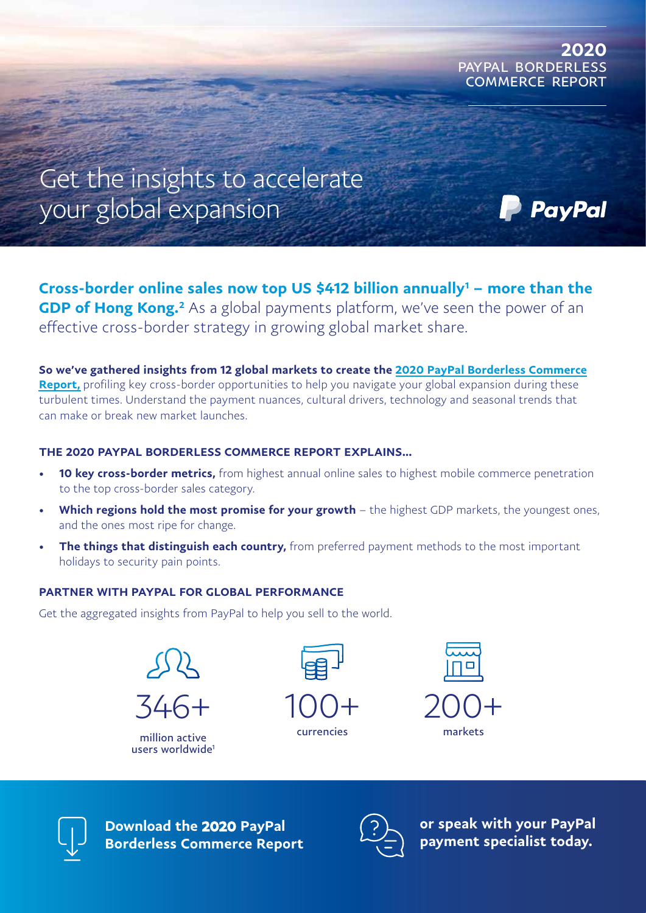**2020**
PAYPAL BORDERLESS COMMERCE REPORT

# Get the insights to accelerate your global expansion

PayPal

**Cross-border online sales now top US $412 billion annually[1] – more than the GDP of Hong Kong.[2]** As a global payments platform, we've seen the power of an effective cross-border strategy in growing global market share.

**So we've gathered insights from 12 global markets to create the 2020 PayPal Borderless Commerce Report,** profiling key cross-border opportunities to help you navigate your global expansion during these turbulent times. Understand the payment nuances, cultural drivers, technology and seasonal trends that can make or break new market launches.

### THE 2020 PAYPAL BORDERLESS COMMERCE REPORT EXPLAINS...

- **10 key cross-border metrics,** from highest annual online sales to highest mobile commerce penetration to the top cross-border sales category.
- **Which regions hold the most promise for your growth** – the highest GDP markets, the youngest ones, and the ones most ripe for change.
- **The things that distinguish each country,** from preferred payment methods to the most important holidays to security pain points.

### PARTNER WITH PAYPAL FOR GLOBAL PERFORMANCE

Get the aggregated insights from PayPal to help you sell to the world.

346+
million active users worldwide[1]

100+
currencies

200+
markets

**Download the 2020 PayPal Borderless Commerce Report**

**or speak with your PayPal payment specialist today.**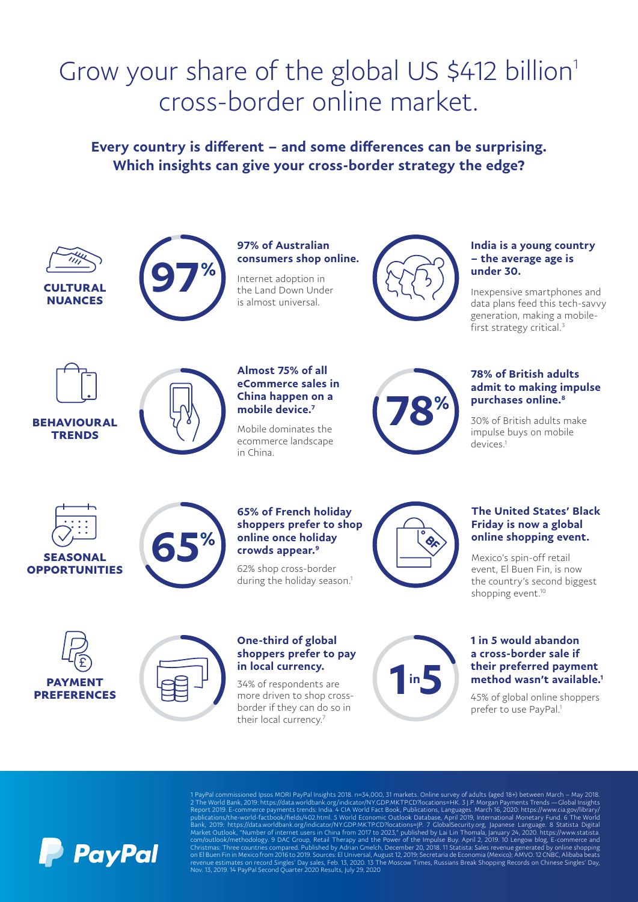# Grow your share of the global US $412 billion[1] cross-border online market.

**Every country is different – and some differences can be surprising. Which insights can give your cross-border strategy the edge?**

## CULTURAL NUANCES

97%

**97% of Australian consumers shop online.**

Internet adoption in the Land Down Under is almost universal.

**India is a young country – the average age is under 30.**

Inexpensive smartphones and data plans feed this tech-savvy generation, making a mobile-first strategy critical.[3]

## BEHAVIOURAL TRENDS

**Almost 75% of all eCommerce sales in China happen on a mobile device.[7]**

Mobile dominates the ecommerce landscape in China.

78%

**78% of British adults admit to making impulse purchases online.[8]**

30% of British adults make impulse buys on mobile devices.[1]

## SEASONAL OPPORTUNITIES

65%

**65% of French holiday shoppers prefer to shop online once holiday crowds appear.[9]**

62% shop cross-border during the holiday season.[1]

BF

**The United States' Black Friday is now a global online shopping event.**

Mexico's spin-off retail event, El Buen Fin, is now the country's second biggest shopping event.[10]

## PAYMENT PREFERENCES

**One-third of global shoppers prefer to pay in local currency.**

34% of respondents are more driven to shop cross-border if they can do so in their local currency.[7]

1 in 5

**1 in 5 would abandon a cross-border sale if their preferred payment method wasn't available.[1]**

45% of global online shoppers prefer to use PayPal.[1]

1 PayPal commissioned Ipsos MORI PayPal Insights 2018. n=34,000, 31 markets. Online survey of adults (aged 18+) between March – May 2018. 2 The World Bank, 2019: https://data.worldbank.org/indicator/NY.GDP.MKTP.CD?locations=HK. 3 J.P. Morgan Payments Trends —Global Insights Report 2019. E-commerce payments trends: India. 4 CIA World Fact Book, Publications, Languages. March 16, 2020: https://www.cia.gov/library/publications/the-world-factbook/fields/402.html. 5 World Economic Outlook Database, April 2019, International Monetary Fund. 6 The World Bank, 2019: https://data.worldbank.org/indicator/NY.GDP.MKTP.CD?locations=JP. 7 GlobalSecurity.org, Japanese Language. 8 Statista Digital Market Outlook, "Number of internet users in China from 2017 to 2023," published by Lai Lin Thomala, January 24, 2020. https://www.statista.com/outlook/methodology. 9 DAC Group, Retail Therapy and the Power of the Impulse Buy. April 2, 2019. 10 Lengow blog, E-commerce and Christmas: Three countries compared. Published by Adrian Gmelch, December 20, 2018. 11 Statista: Sales revenue generated by online shopping on El Buen Fin in Mexico from 2016 to 2019. Sources: El Universal, August 12, 2019; Secretaria de Economia (Mexico); AMVO. 12 CNBC, Alibaba beats revenue estimates on record Singles' Day sales, Feb. 13, 2020. 13 The Moscow Times, Russians Break Shopping Records on Chinese Singles' Day, Nov. 13, 2019. 14 PayPal Second Quarter 2020 Results, July 29, 2020

PayPal